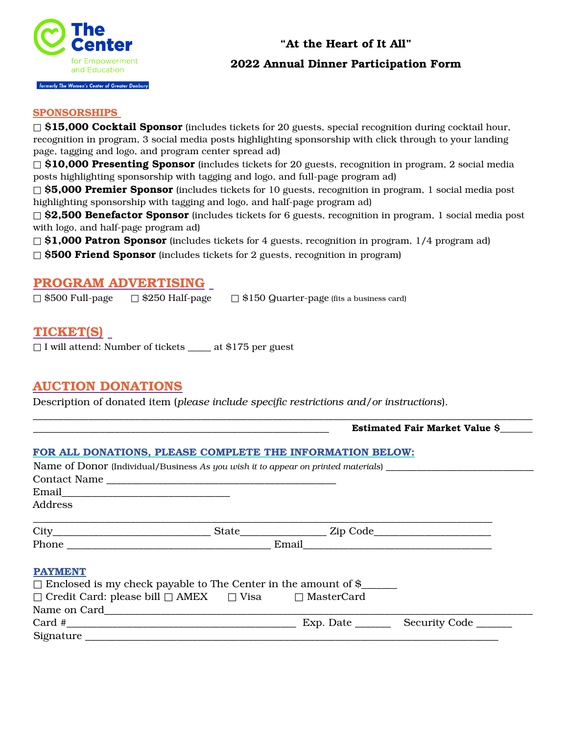The Center for Empowerment and Education

formerly The Women's Center of Greater Danbury

# "At the Heart of It All"

# 2022 Annual Dinner Participation Form

## SPONSORSHIPS

☐ **$15,000 Cocktail Sponsor** (includes tickets for 20 guests, special recognition during cocktail hour, recognition in program, 3 social media posts highlighting sponsorship with click through to your landing page, tagging and logo, and program center spread ad)

☐ **$10,000 Presenting Sponsor** (includes tickets for 20 guests, recognition in program, 2 social media posts highlighting sponsorship with tagging and logo, and full-page program ad)

☐ **$5,000 Premier Sponsor** (includes tickets for 10 guests, recognition in program, 1 social media post highlighting sponsorship with tagging and logo, and half-page program ad)

☐ **$2,500 Benefactor Sponsor** (includes tickets for 6 guests, recognition in program, 1 social media post with logo, and half-page program ad)

☐ **$1,000 Patron Sponsor** (includes tickets for 4 guests, recognition in program, 1/4 program ad)

☐ **$500 Friend Sponsor** (includes tickets for 2 guests, recognition in program)

## PROGRAM ADVERTISING

☐ $500 Full-page ☐ $250 Half-page ☐ $150 Quarter-page (fits a business card)

## TICKET(S)

☐ I will attend: Number of tickets _____ at $175 per guest

## AUCTION DONATIONS

Description of donated item (*please include specific restrictions and/or instructions*).

______________________________________________________________________________

_____________________________________________ **Estimated Fair Market Value $______**

### FOR ALL DONATIONS, PLEASE COMPLETE THE INFORMATION BELOW:

Name of Donor (Individual/Business *As you wish it to appear on printed materials*) ____________________________

Contact Name ____________________________________________

Email________________________________

Address

______________________________________________________________________________

City______________________________ State________________ Zip Code______________________

Phone ______________________________________ Email____________________________________

### PAYMENT

☐ Enclosed is my check payable to The Center in the amount of $_______

☐ Credit Card: please bill ☐ AMEX ☐ Visa ☐ MasterCard

Name on Card__________________________________________________________________________

Card #___________________________________________ Exp. Date _______ Security Code _______

Signature ______________________________________________________________________________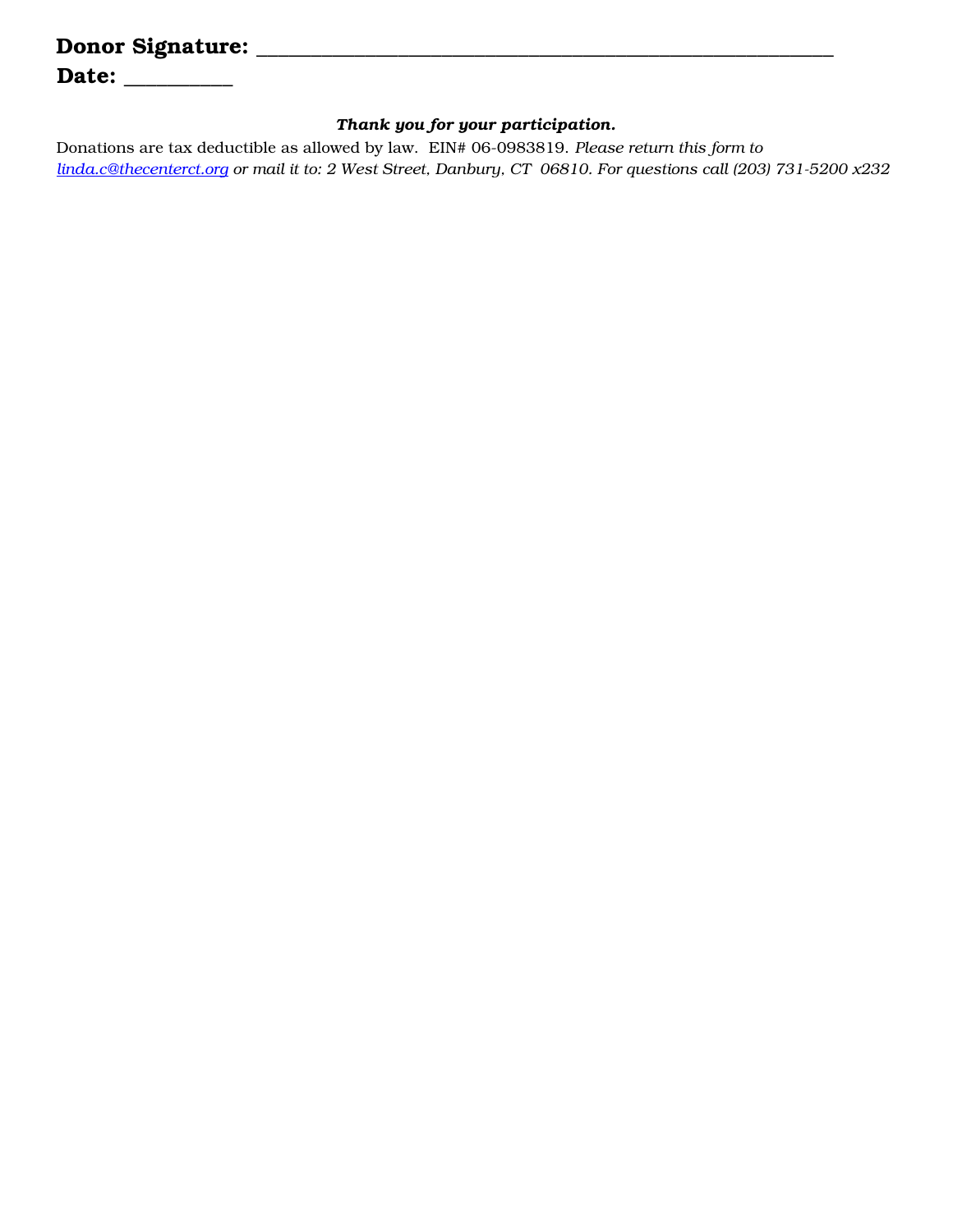**Donor Signature: \_\_\_\_\_\_\_\_\_\_\_\_\_\_\_\_\_\_\_\_\_\_\_\_\_\_\_\_\_\_\_\_\_\_\_\_\_\_\_\_\_\_\_\_\_\_\_\_\_\_\_**

**Date: \_\_\_\_\_\_\_\_\_\_**

***Thank you for your participation.***

Donations are tax deductible as allowed by law. EIN# 06-0983819. *Please return this form to [linda.c@thecenterct.org](mailto:linda.c@thecenterct.org) or mail it to: 2 West Street, Danbury, CT 06810. For questions call (203) 731-5200 x232*